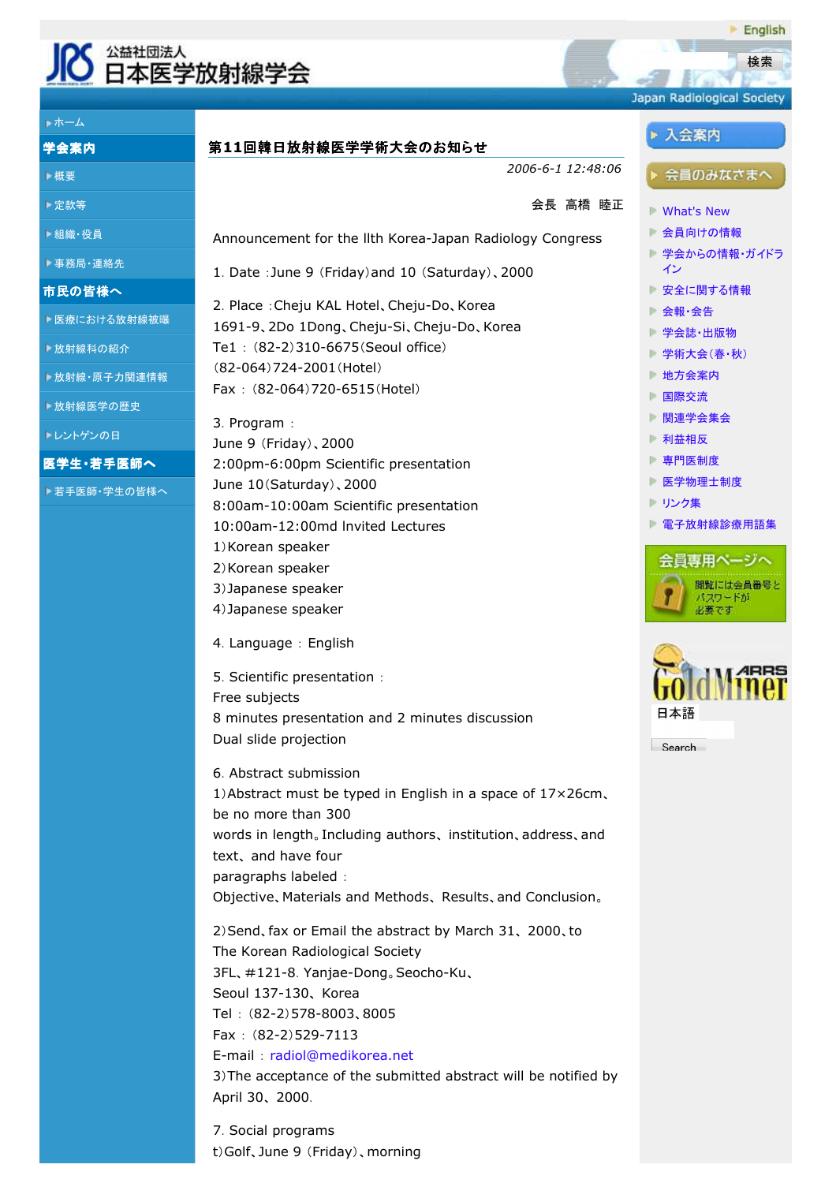# 第11回韓日放射線医学学術大会のお知らせ

*2006-6-1 12:48:06*

会長　高橋　睦正

Announcement for the llth Korea-Japan Radiology Congress

1. Date :June 9 (Friday)and 10 (Saturday)、2000

2. Place :Cheju KAL Hotel、Cheju-Do、Korea
1691-9、2Do 1Dong、Cheju-Si、Cheju-Do、Korea
Te1 : (82-2)310-6675(Seoul office)
(82-064)724-2001(Hotel)
Fax : (82-064)720-6515(Hotel)

3. Program :
June 9 (Friday)、2000
2:00pm-6:00pm Scientific presentation
June 10(Saturday)、2000
8:00am-10:00am Scientific presentation
10:00am-12:00md Invited Lectures
1)Korean speaker
2)Korean speaker
3)Japanese speaker
4)Japanese speaker

4. Language : English

5. Scientific presentation :
Free subjects
8 minutes presentation and 2 minutes discussion
Dual slide projection

6. Abstract submission
1)Abstract must be typed in English in a space of 17×26cm、be no more than 300
words in length。Including authors、institution、address、and text、and have four
paragraphs labeled :
Objective、Materials and Methods、Results、and Conclusion。

2)Send、fax or Email the abstract by March 31、2000、to
The Korean Radiological Society
3FL、#121-8. Yanjae-Dong。Seocho-Ku、
Seoul 137-130、Korea
Tel : (82-2)578-8003、8005
Fax : (82-2)529-7113
E-mail : radiol@medikorea.net
3)The acceptance of the submitted abstract will be notified by April 30、2000.

7. Social programs
t)Golf、June 9 (Friday)、morning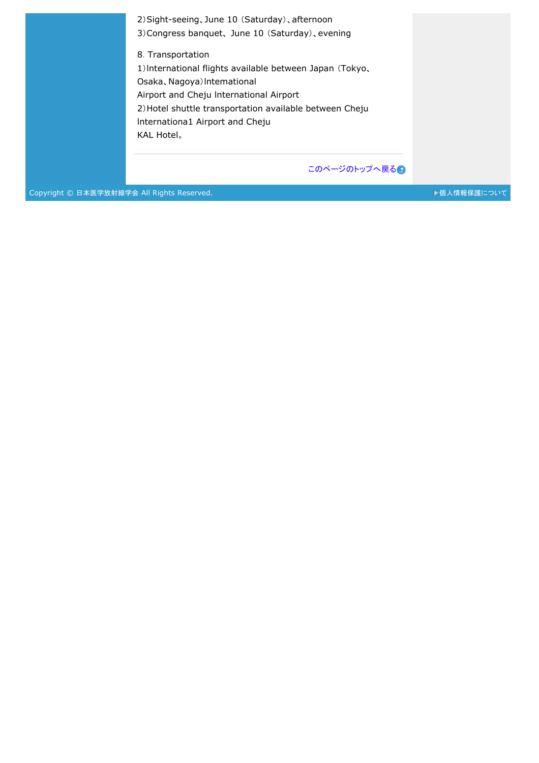2)Sight-seeing、June 10（Saturday)、afternoon
3)Congress banquet、June 10（Saturday)、evening

8. Transportation
1)International flights available between Japan（Tokyo、Osaka、Nagoya)Intemational Airport and Cheju International Airport
2)Hotel shuttle transportation available between Cheju Internationa1 Airport and Cheju KAL Hotel。

このページのトップへ戻る

Copyright © 日本医学放射線学会 All Rights Reserved.

▶個人情報保護について